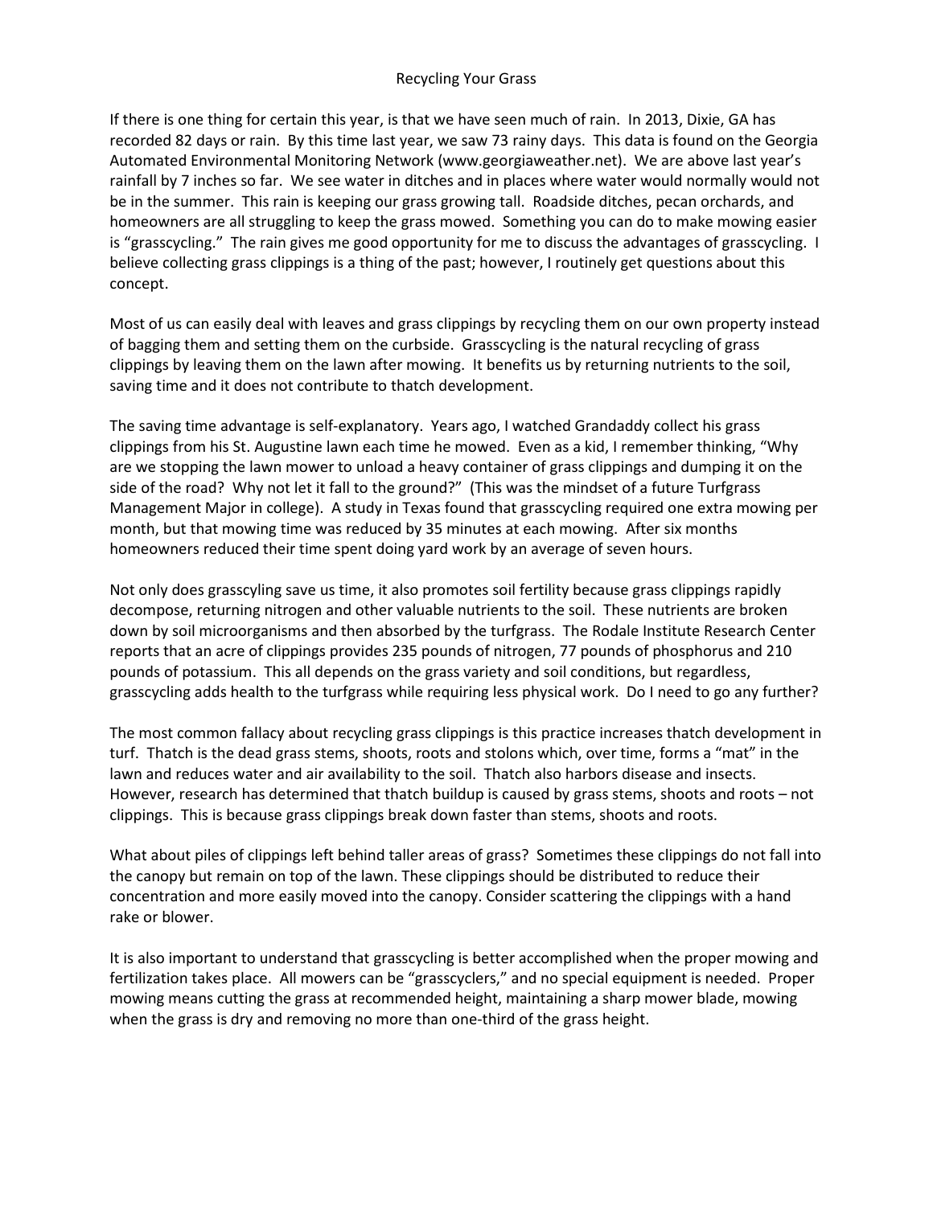# Recycling Your Grass

If there is one thing for certain this year, is that we have seen much of rain. In 2013, Dixie, GA has recorded 82 days or rain. By this time last year, we saw 73 rainy days. This data is found on the Georgia Automated Environmental Monitoring Network (www.georgiaweather.net). We are above last year's rainfall by 7 inches so far. We see water in ditches and in places where water would normally would not be in the summer. This rain is keeping our grass growing tall. Roadside ditches, pecan orchards, and homeowners are all struggling to keep the grass mowed. Something you can do to make mowing easier is "grasscycling." The rain gives me good opportunity for me to discuss the advantages of grasscycling. I believe collecting grass clippings is a thing of the past; however, I routinely get questions about this concept.

Most of us can easily deal with leaves and grass clippings by recycling them on our own property instead of bagging them and setting them on the curbside. Grasscycling is the natural recycling of grass clippings by leaving them on the lawn after mowing. It benefits us by returning nutrients to the soil, saving time and it does not contribute to thatch development.

The saving time advantage is self-explanatory. Years ago, I watched Grandaddy collect his grass clippings from his St. Augustine lawn each time he mowed. Even as a kid, I remember thinking, "Why are we stopping the lawn mower to unload a heavy container of grass clippings and dumping it on the side of the road? Why not let it fall to the ground?" (This was the mindset of a future Turfgrass Management Major in college). A study in Texas found that grasscycling required one extra mowing per month, but that mowing time was reduced by 35 minutes at each mowing. After six months homeowners reduced their time spent doing yard work by an average of seven hours.

Not only does grasscyling save us time, it also promotes soil fertility because grass clippings rapidly decompose, returning nitrogen and other valuable nutrients to the soil. These nutrients are broken down by soil microorganisms and then absorbed by the turfgrass. The Rodale Institute Research Center reports that an acre of clippings provides 235 pounds of nitrogen, 77 pounds of phosphorus and 210 pounds of potassium. This all depends on the grass variety and soil conditions, but regardless, grasscycling adds health to the turfgrass while requiring less physical work. Do I need to go any further?

The most common fallacy about recycling grass clippings is this practice increases thatch development in turf. Thatch is the dead grass stems, shoots, roots and stolons which, over time, forms a "mat" in the lawn and reduces water and air availability to the soil. Thatch also harbors disease and insects. However, research has determined that thatch buildup is caused by grass stems, shoots and roots – not clippings. This is because grass clippings break down faster than stems, shoots and roots.

What about piles of clippings left behind taller areas of grass? Sometimes these clippings do not fall into the canopy but remain on top of the lawn. These clippings should be distributed to reduce their concentration and more easily moved into the canopy. Consider scattering the clippings with a hand rake or blower.

It is also important to understand that grasscycling is better accomplished when the proper mowing and fertilization takes place. All mowers can be "grasscyclers," and no special equipment is needed. Proper mowing means cutting the grass at recommended height, maintaining a sharp mower blade, mowing when the grass is dry and removing no more than one-third of the grass height.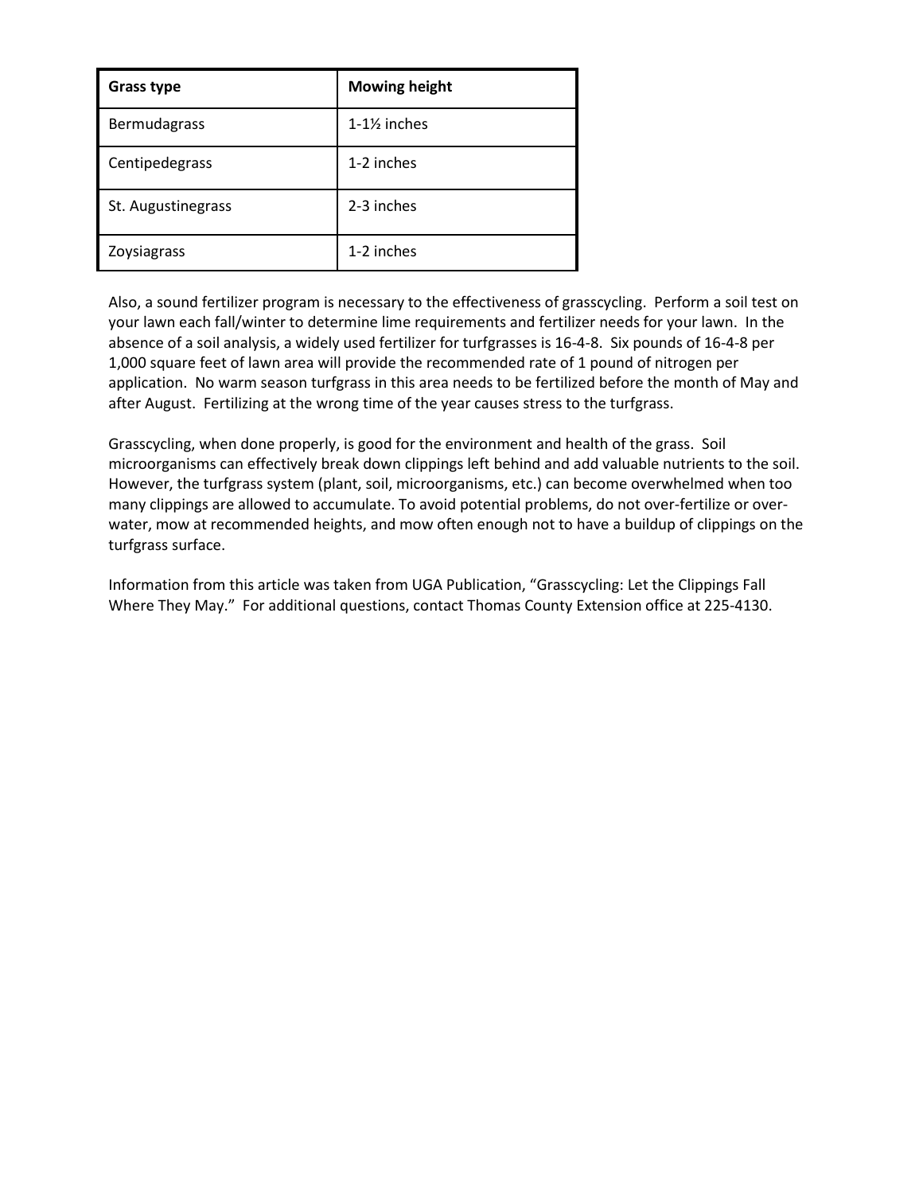| Grass type | Mowing height |
| --- | --- |
| Bermudagrass | 1-1½ inches |
| Centipedegrass | 1-2 inches |
| St. Augustinegrass | 2-3 inches |
| Zoysiagrass | 1-2 inches |

Also, a sound fertilizer program is necessary to the effectiveness of grasscycling. Perform a soil test on your lawn each fall/winter to determine lime requirements and fertilizer needs for your lawn. In the absence of a soil analysis, a widely used fertilizer for turfgrasses is 16-4-8. Six pounds of 16-4-8 per 1,000 square feet of lawn area will provide the recommended rate of 1 pound of nitrogen per application. No warm season turfgrass in this area needs to be fertilized before the month of May and after August. Fertilizing at the wrong time of the year causes stress to the turfgrass.

Grasscycling, when done properly, is good for the environment and health of the grass. Soil microorganisms can effectively break down clippings left behind and add valuable nutrients to the soil. However, the turfgrass system (plant, soil, microorganisms, etc.) can become overwhelmed when too many clippings are allowed to accumulate. To avoid potential problems, do not over-fertilize or over-water, mow at recommended heights, and mow often enough not to have a buildup of clippings on the turfgrass surface.

Information from this article was taken from UGA Publication, "Grasscycling: Let the Clippings Fall Where They May." For additional questions, contact Thomas County Extension office at 225-4130.